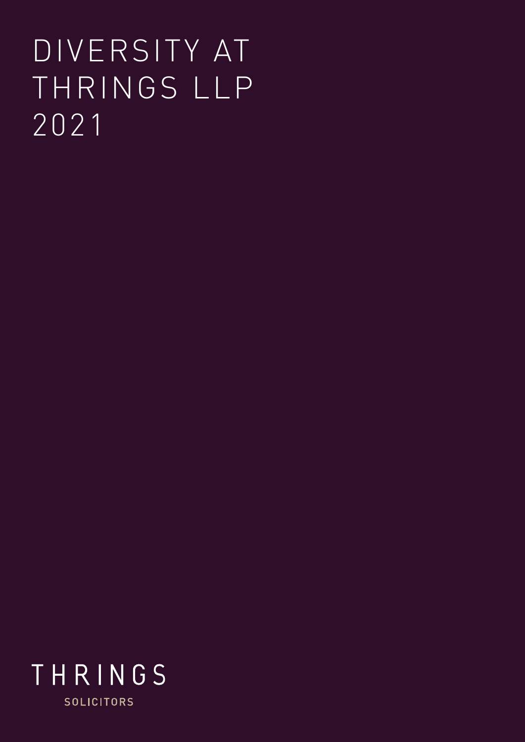# DIVERSITY AT THRINGS LLP 2021

THRINGS

SOLICITORS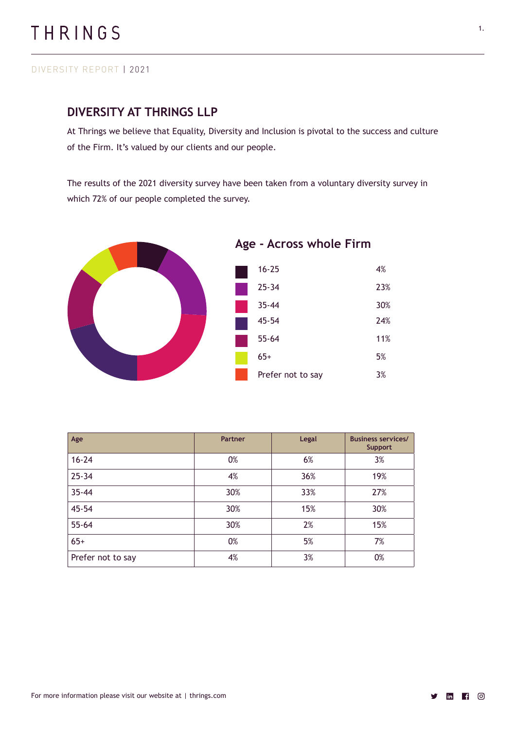DIVERSITY REPORT | 2021

## DIVERSITY AT THRINGS LLP

At Thrings we believe that Equality, Diversity and Inclusion is pivotal to the success and culture of the Firm. It's valued by our clients and our people.

The results of the 2021 diversity survey have been taken from a voluntary diversity survey in which 72% of our people completed the survey.

### Age - Across whole Firm

| Age | % |
|---|---|
| 16-25 | 4% |
| 25-34 | 23% |
| 35-44 | 30% |
| 45-54 | 24% |
| 55-64 | 11% |
| 65+ | 5% |
| Prefer not to say | 3% |

| Age | Partner | Legal | Business services/ Support |
|---|---|---|---|
| 16-24 | 0% | 6% | 3% |
| 25-34 | 4% | 36% | 19% |
| 35-44 | 30% | 33% | 27% |
| 45-54 | 30% | 15% | 30% |
| 55-64 | 30% | 2% | 15% |
| 65+ | 0% | 5% | 7% |
| Prefer not to say | 4% | 3% | 0% |

For more information please visit our website at | thrings.com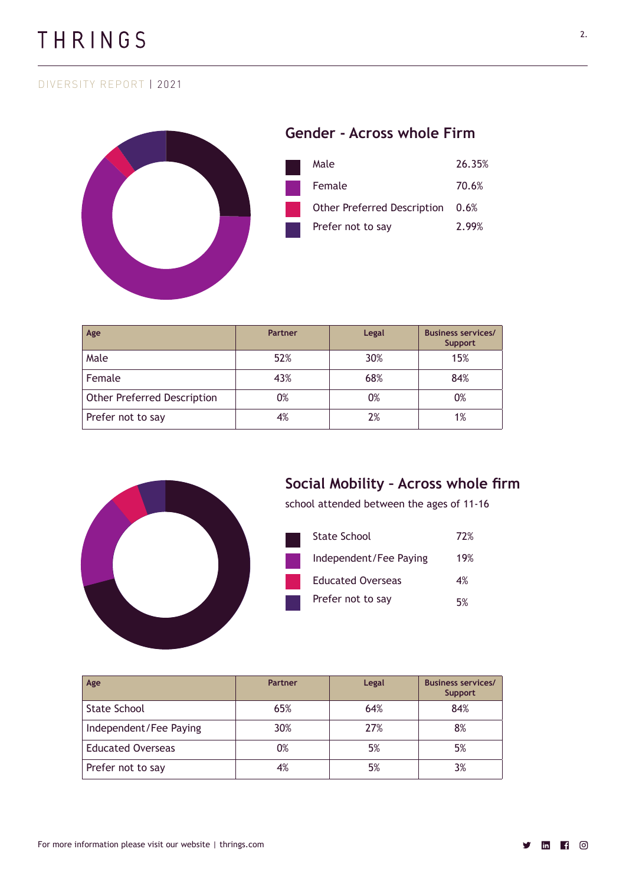DIVERSITY REPORT | 2021

## Gender - Across whole Firm

| | |
|---|---|
| Male | 26.35% |
| Female | 70.6% |
| Other Preferred Description | 0.6% |
| Prefer not to say | 2.99% |

| Age | Partner | Legal | Business services/ Support |
|---|---|---|---|
| Male | 52% | 30% | 15% |
| Female | 43% | 68% | 84% |
| Other Preferred Description | 0% | 0% | 0% |
| Prefer not to say | 4% | 2% | 1% |

## Social Mobility – Across whole firm

school attended between the ages of 11-16

| | |
|---|---|
| State School | 72% |
| Independent/Fee Paying | 19% |
| Educated Overseas | 4% |
| Prefer not to say | 5% |

| Age | Partner | Legal | Business services/ Support |
|---|---|---|---|
| State School | 65% | 64% | 84% |
| Independent/Fee Paying | 30% | 27% | 8% |
| Educated Overseas | 0% | 5% | 5% |
| Prefer not to say | 4% | 5% | 3% |

For more information please visit our website | thrings.com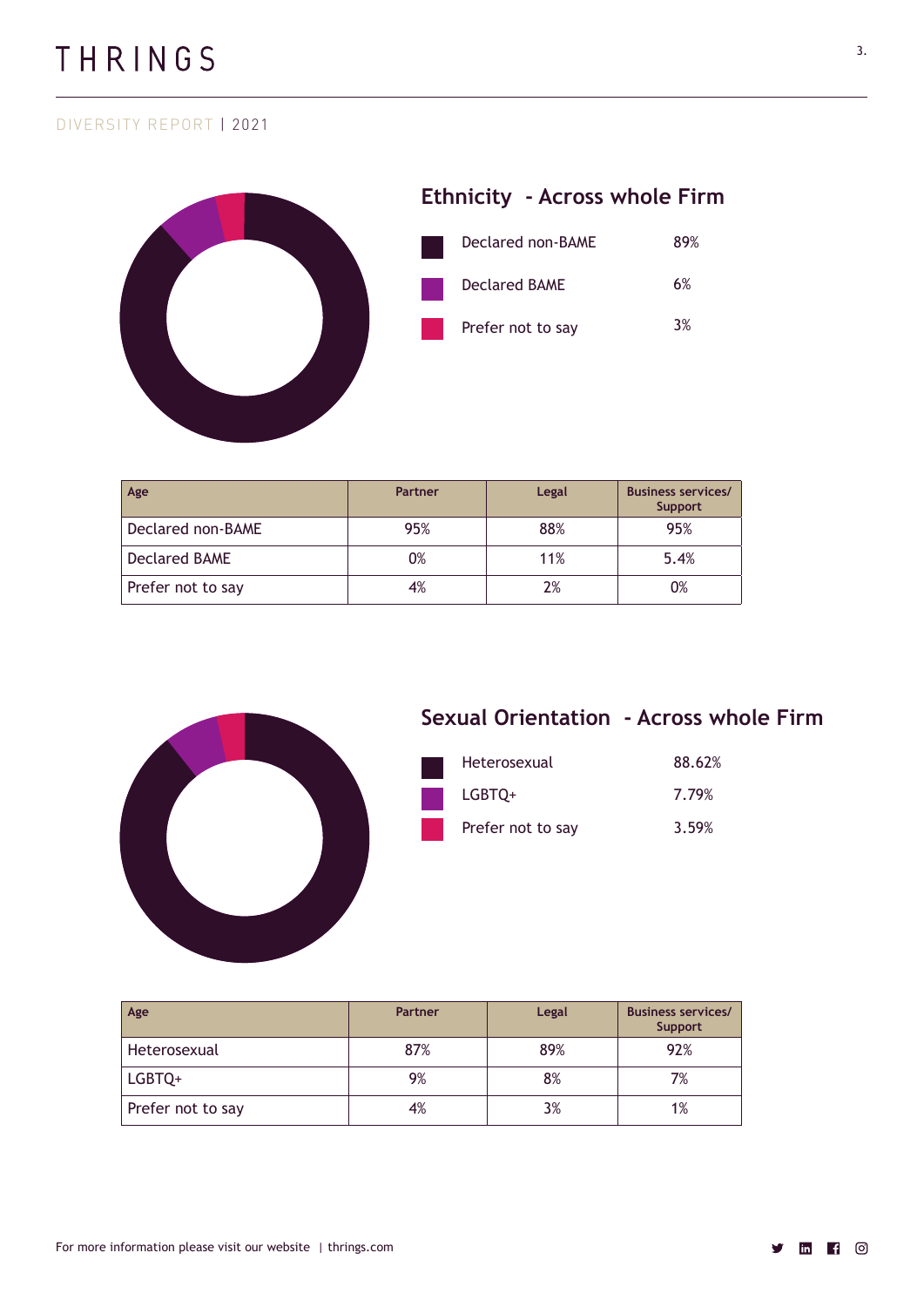DIVERSITY REPORT | 2021

## Ethnicity - Across whole Firm

| | |
|---|---|
| Declared non-BAME | 89% |
| Declared BAME | 6% |
| Prefer not to say | 3% |

| Age | Partner | Legal | Business services/ Support |
|---|---|---|---|
| Declared non-BAME | 95% | 88% | 95% |
| Declared BAME | 0% | 11% | 5.4% |
| Prefer not to say | 4% | 2% | 0% |

## Sexual Orientation - Across whole Firm

| | |
|---|---|
| Heterosexual | 88.62% |
| LGBTQ+ | 7.79% |
| Prefer not to say | 3.59% |

| Age | Partner | Legal | Business services/ Support |
|---|---|---|---|
| Heterosexual | 87% | 89% | 92% |
| LGBTQ+ | 9% | 8% | 7% |
| Prefer not to say | 4% | 3% | 1% |

For more information please visit our website | thrings.com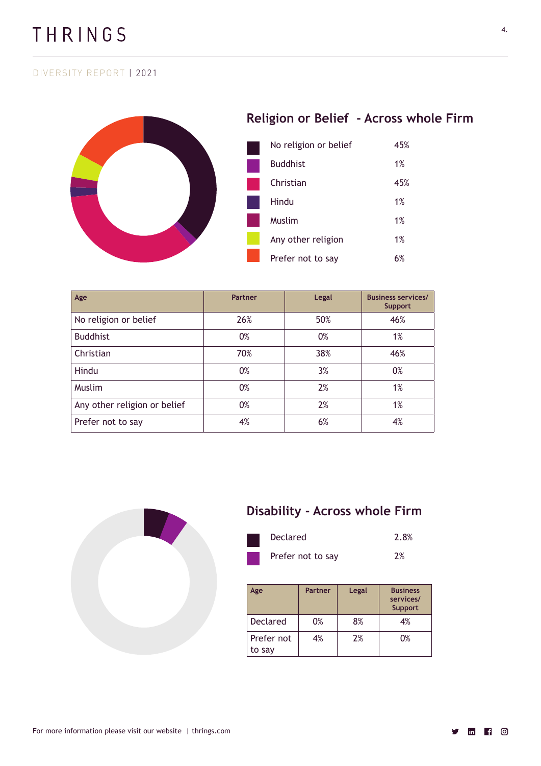## Religion or Belief - Across whole Firm

| | |
|---|---|
| No religion or belief | 45% |
| Buddhist | 1% |
| Christian | 45% |
| Hindu | 1% |
| Muslim | 1% |
| Any other religion | 1% |
| Prefer not to say | 6% |

| Age | Partner | Legal | Business services/ Support |
|---|---|---|---|
| No religion or belief | 26% | 50% | 46% |
| Buddhist | 0% | 0% | 1% |
| Christian | 70% | 38% | 46% |
| Hindu | 0% | 3% | 0% |
| Muslim | 0% | 2% | 1% |
| Any other religion or belief | 0% | 2% | 1% |
| Prefer not to say | 4% | 6% | 4% |

## Disability - Across whole Firm

| | |
|---|---|
| Declared | 2.8% |
| Prefer not to say | 2% |

| Age | Partner | Legal | Business services/ Support |
|---|---|---|---|
| Declared | 0% | 8% | 4% |
| Prefer not to say | 4% | 2% | 0% |

For more information please visit our website | thrings.com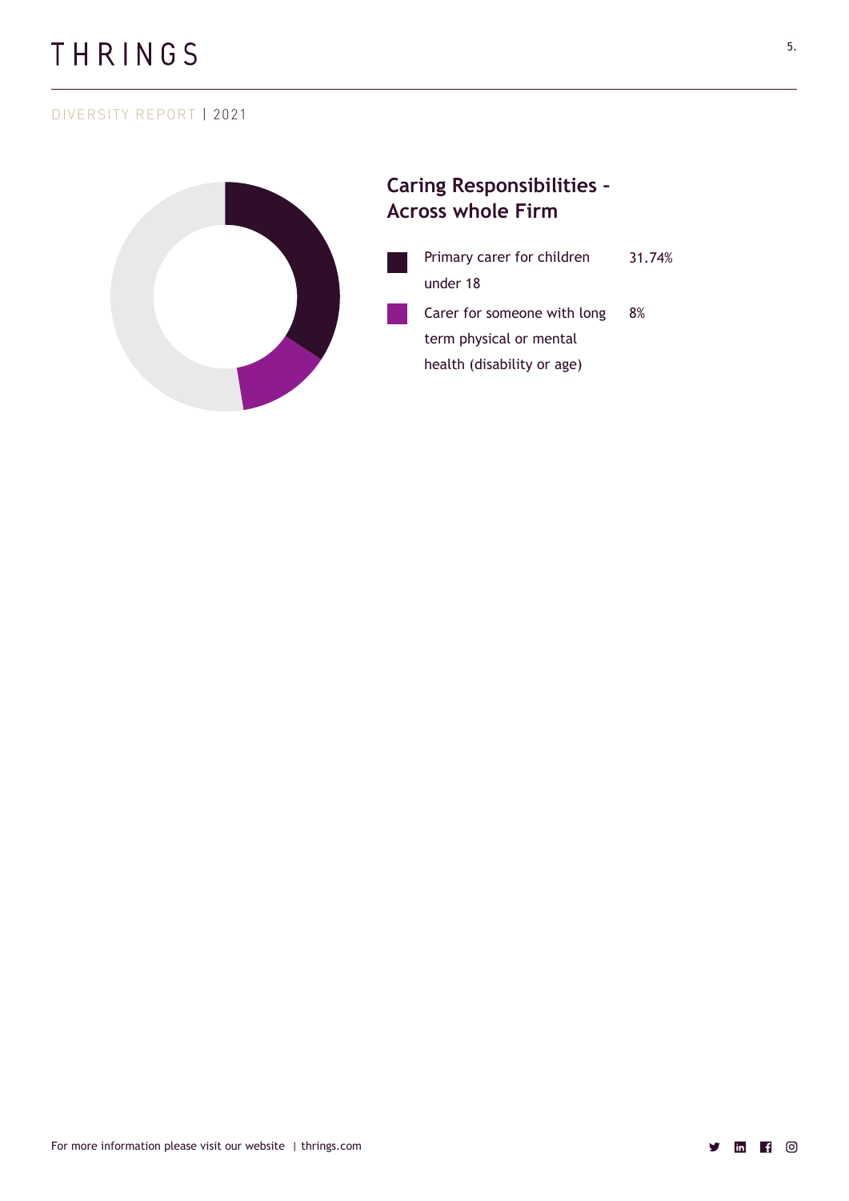## Caring Responsibilities – Across whole Firm

Primary carer for children under 18 31.74%

Carer for someone with long term physical or mental health (disability or age) 8%

For more information please visit our website | thrings.com